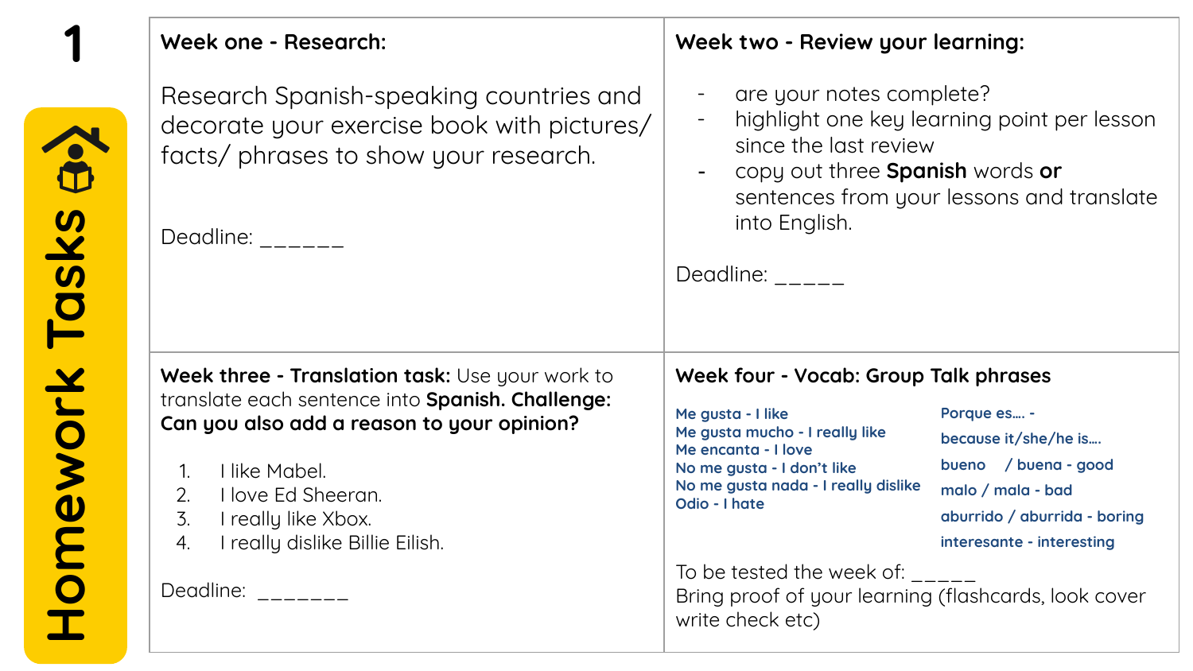# Homework Tasks

## Week one - Research:

Research Spanish-speaking countries and decorate your exercise book with pictures/ facts/ phrases to show your research.

Deadline: ______

## Week two - Review your learning:

- are your notes complete?
- highlight one key learning point per lesson since the last review
- copy out three **Spanish** words **or** sentences from your lessons and translate into English.

Deadline: _____

## Week three - Translation task:

Use your work to translate each sentence into **Spanish. Challenge: Can you also add a reason to your opinion?**

1. I like Mabel.
2. I love Ed Sheeran.
3. I really like Xbox.
4. I really dislike Billie Eilish.

Deadline: _______

## Week four - Vocab: Group Talk phrases

**Me gusta - I like**
**Me gusta mucho - I really like**
**Me encanta - I love**
**No me gusta - I don't like**
**No me gusta nada - I really dislike**
**Odio - I hate**

**Porque es…. - because it/she/he is….**
**bueno / buena - good**
**malo / mala - bad**
**aburrido / aburrida - boring**
**interesante - interesting**

To be tested the week of: _____
Bring proof of your learning (flashcards, look cover write check etc)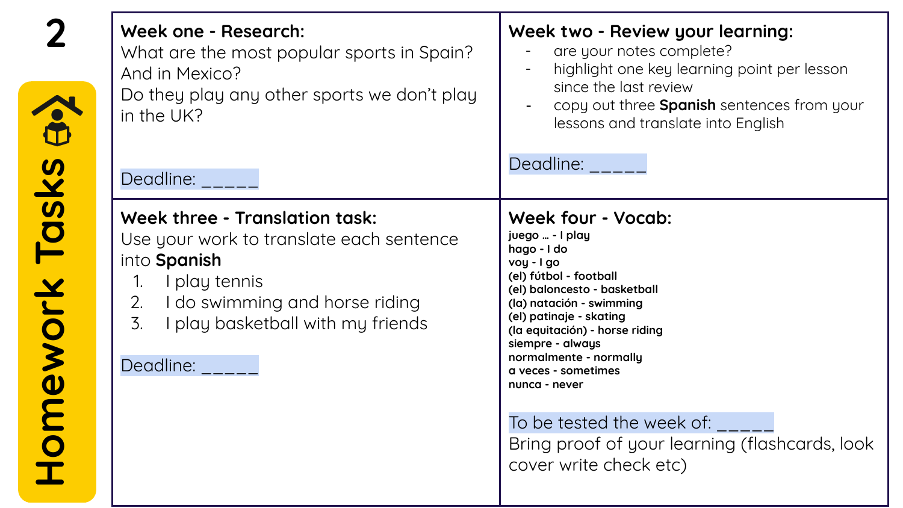# Homework Tasks

## Week one - Research:

What are the most popular sports in Spain? And in Mexico?
Do they play any other sports we don't play in the UK?

Deadline: _____

## Week two - Review your learning:

- are your notes complete?
- highlight one key learning point per lesson since the last review
- copy out three **Spanish** sentences from your lessons and translate into English

Deadline: _____

## Week three - Translation task:

Use your work to translate each sentence into **Spanish**

1. I play tennis
2. I do swimming and horse riding
3. I play basketball with my friends

Deadline: _____

## Week four - Vocab:

**juego … - I play**
**hago - I do**
**voy - I go**
**(el) fútbol - football**
**(el) baloncesto - basketball**
**(la) natación - swimming**
**(el) patinaje - skating**
**(la equitación) - horse riding**
**siempre - always**
**normalmente - normally**
**a veces - sometimes**
**nunca - never**

To be tested the week of: _____
Bring proof of your learning (flashcards, look cover write check etc)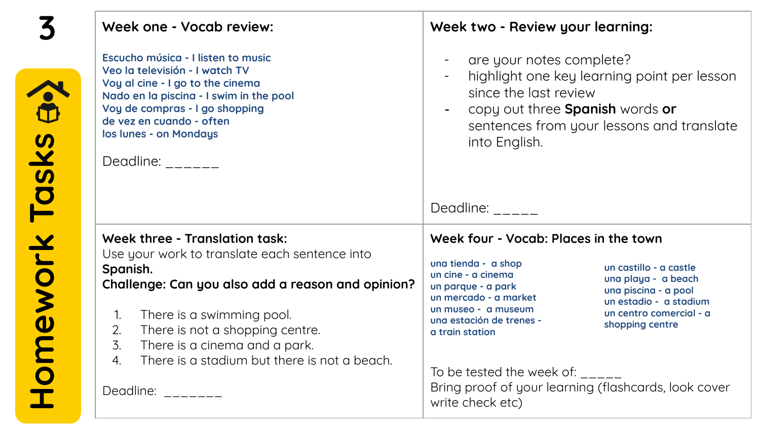3

# Homework Tasks

## Week one - Vocab review:

Escucho música - I listen to music
Veo la televisión - I watch TV
Voy al cine - I go to the cinema
Nado en la piscina - I swim in the pool
Voy de compras - I go shopping
de vez en cuando - often
los lunes - on Mondays

Deadline: ______

## Week two - Review your learning:

- are your notes complete?
- highlight one key learning point per lesson since the last review
- copy out three **Spanish** words **or** sentences from your lessons and translate into English.

Deadline: _____

## Week three - Translation task:

Use your work to translate each sentence into **Spanish.**

**Challenge: Can you also add a reason and opinion?**

1. There is a swimming pool.
2. There is not a shopping centre.
3. There is a cinema and a park.
4. There is a stadium but there is not a beach.

Deadline: _______

## Week four - Vocab: Places in the town

una tienda - a shop
un cine - a cinema
un parque - a park
un mercado - a market
un museo - a museum
una estación de trenes - a train station
un castillo - a castle
una playa - a beach
una piscina - a pool
un estadio - a stadium
un centro comercial - a shopping centre

To be tested the week of: _____
Bring proof of your learning (flashcards, look cover write check etc)